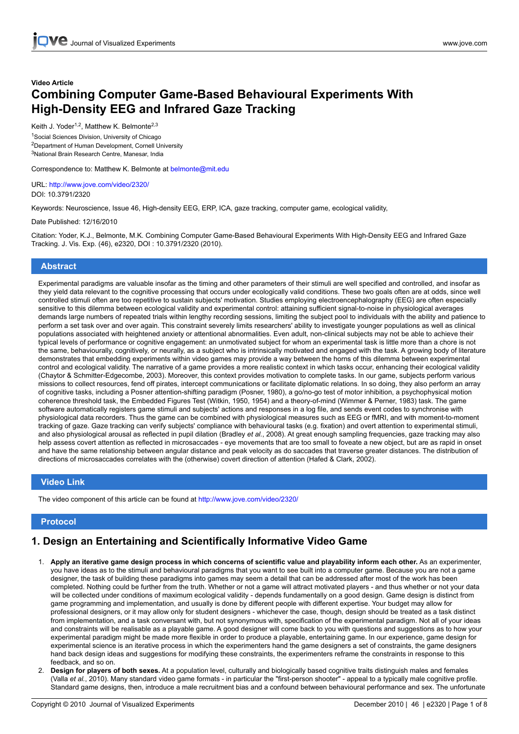Video Article

# Combining Computer Game-Based Behavioural Experiments With High-Density EEG and Infrared Gaze Tracking

Keith J. Yoder[1,2], Matthew K. Belmonte[2,3]

[1]Social Sciences Division, University of Chicago

[2]Department of Human Development, Cornell University

[3]National Brain Research Centre, Manesar, India

Correspondence to: Matthew K. Belmonte at belmonte@mit.edu

URL: http://www.jove.com/video/2320/

DOI: 10.3791/2320

Keywords: Neuroscience, Issue 46, High-density EEG, ERP, ICA, gaze tracking, computer game, ecological validity,

Date Published: 12/16/2010

Citation: Yoder, K.J., Belmonte, M.K. Combining Computer Game-Based Behavioural Experiments With High-Density EEG and Infrared Gaze Tracking. J. Vis. Exp. (46), e2320, DOI : 10.3791/2320 (2010).

## Abstract

Experimental paradigms are valuable insofar as the timing and other parameters of their stimuli are well specified and controlled, and insofar as they yield data relevant to the cognitive processing that occurs under ecologically valid conditions. These two goals often are at odds, since well controlled stimuli often are too repetitive to sustain subjects' motivation. Studies employing electroencephalography (EEG) are often especially sensitive to this dilemma between ecological validity and experimental control: attaining sufficient signal-to-noise in physiological averages demands large numbers of repeated trials within lengthy recording sessions, limiting the subject pool to individuals with the ability and patience to perform a set task over and over again. This constraint severely limits researchers' ability to investigate younger populations as well as clinical populations associated with heightened anxiety or attentional abnormalities. Even adult, non-clinical subjects may not be able to achieve their typical levels of performance or cognitive engagement: an unmotivated subject for whom an experimental task is little more than a chore is not the same, behaviourally, cognitively, or neurally, as a subject who is intrinsically motivated and engaged with the task. A growing body of literature demonstrates that embedding experiments within video games may provide a way between the horns of this dilemma between experimental control and ecological validity. The narrative of a game provides a more realistic context in which tasks occur, enhancing their ecological validity (Chaytor & Schmitter-Edgecombe, 2003). Moreover, this context provides motivation to complete tasks. In our game, subjects perform various missions to collect resources, fend off pirates, intercept communications or facilitate diplomatic relations. In so doing, they also perform an array of cognitive tasks, including a Posner attention-shifting paradigm (Posner, 1980), a go/no-go test of motor inhibition, a psychophysical motion coherence threshold task, the Embedded Figures Test (Witkin, 1950, 1954) and a theory-of-mind (Wimmer & Perner, 1983) task. The game software automatically registers game stimuli and subjects' actions and responses in a log file, and sends event codes to synchronise with physiological data recorders. Thus the game can be combined with physiological measures such as EEG or fMRI, and with moment-to-moment tracking of gaze. Gaze tracking can verify subjects' compliance with behavioural tasks (e.g. fixation) and overt attention to experimental stimuli, and also physiological arousal as reflected in pupil dilation (Bradley *et al.*, 2008). At great enough sampling frequencies, gaze tracking may also help assess covert attention as reflected in microsaccades - eye movements that are too small to foveate a new object, but are as rapid in onset and have the same relationship between angular distance and peak velocity as do saccades that traverse greater distances. The distribution of directions of microsaccades correlates with the (otherwise) covert direction of attention (Hafed & Clark, 2002).

## Video Link

The video component of this article can be found at http://www.jove.com/video/2320/

## Protocol

### 1. Design an Entertaining and Scientifically Informative Video Game

1. **Apply an iterative game design process in which concerns of scientific value and playability inform each other.** As an experimenter, you have ideas as to the stimuli and behavioural paradigms that you want to see built into a computer game. Because you are not a game designer, the task of building these paradigms into games may seem a detail that can be addressed after most of the work has been completed. Nothing could be further from the truth. Whether or not a game will attract motivated players - and thus whether or not your data will be collected under conditions of maximum ecological validity - depends fundamentally on a good design. Game design is distinct from game programming and implementation, and usually is done by different people with different expertise. Your budget may allow for professional designers, or it may allow only for student designers - whichever the case, though, design should be treated as a task distinct from implementation, and a task conversant with, but not synonymous with, specification of the experimental paradigm. Not all of your ideas and constraints will be realisable as a playable game. A good designer will come back to you with questions and suggestions as to how your experimental paradigm might be made more flexible in order to produce a playable, entertaining game. In our experience, game design for experimental science is an iterative process in which the experimenters hand the game designers a set of constraints, the game designers hand back design ideas and suggestions for modifying these constraints, the experimenters reframe the constraints in response to this feedback, and so on.
2. **Design for players of both sexes.** At a population level, culturally and biologically based cognitive traits distinguish males and females (Valla *et al.*, 2010). Many standard video game formats - in particular the "first-person shooter" - appeal to a typically male cognitive profile. Standard game designs, then, introduce a male recruitment bias and a confound between behavioural performance and sex. The unfortunate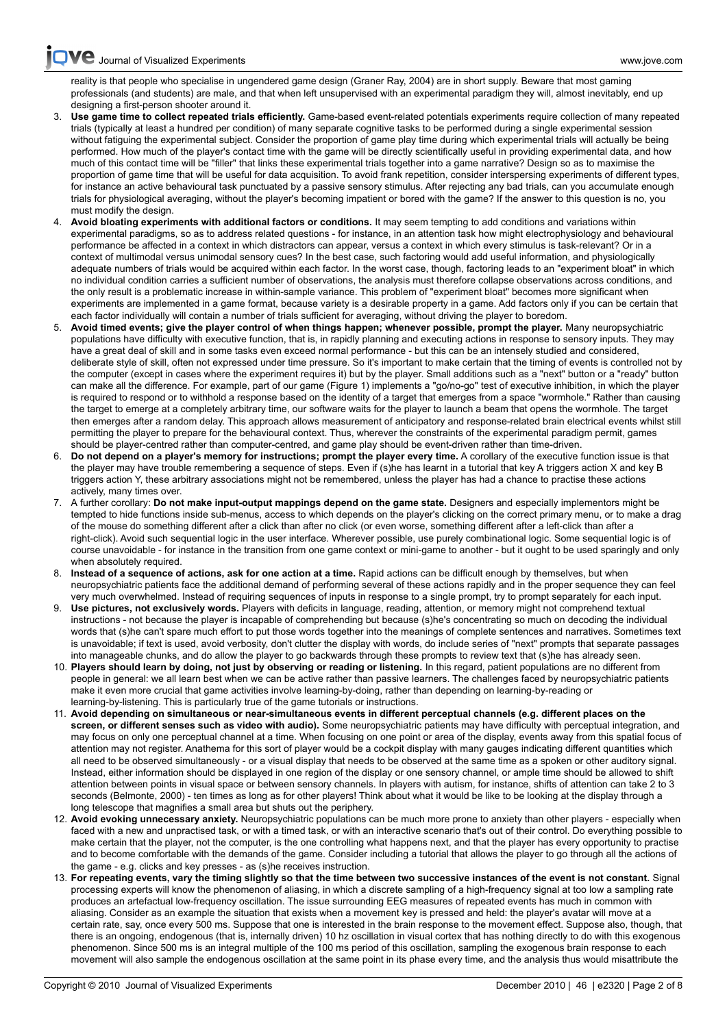reality is that people who specialise in ungendered game design (Graner Ray, 2004) are in short supply. Beware that most gaming professionals (and students) are male, and that when left unsupervised with an experimental paradigm they will, almost inevitably, end up designing a first-person shooter around it.

3. **Use game time to collect repeated trials efficiently.** Game-based event-related potentials experiments require collection of many repeated trials (typically at least a hundred per condition) of many separate cognitive tasks to be performed during a single experimental session without fatiguing the experimental subject. Consider the proportion of game play time during which experimental trials will actually be being performed. How much of the player's contact time with the game will be directly scientifically useful in providing experimental data, and how much of this contact time will be "filler" that links these experimental trials together into a game narrative? Design so as to maximise the proportion of game time that will be useful for data acquisition. To avoid frank repetition, consider interspersing experiments of different types, for instance an active behavioural task punctuated by a passive sensory stimulus. After rejecting any bad trials, can you accumulate enough trials for physiological averaging, without the player's becoming impatient or bored with the game? If the answer to this question is no, you must modify the design.
4. **Avoid bloating experiments with additional factors or conditions.** It may seem tempting to add conditions and variations within experimental paradigms, so as to address related questions - for instance, in an attention task how might electrophysiology and behavioural performance be affected in a context in which distractors can appear, versus a context in which every stimulus is task-relevant? Or in a context of multimodal versus unimodal sensory cues? In the best case, such factoring would add useful information, and physiologically adequate numbers of trials would be acquired within each factor. In the worst case, though, factoring leads to an "experiment bloat" in which no individual condition carries a sufficient number of observations, the analysis must therefore collapse observations across conditions, and the only result is a problematic increase in within-sample variance. This problem of "experiment bloat" becomes more significant when experiments are implemented in a game format, because variety is a desirable property in a game. Add factors only if you can be certain that each factor individually will contain a number of trials sufficient for averaging, without driving the player to boredom.
5. **Avoid timed events; give the player control of when things happen; whenever possible, prompt the player.** Many neuropsychiatric populations have difficulty with executive function, that is, in rapidly planning and executing actions in response to sensory inputs. They may have a great deal of skill and in some tasks even exceed normal performance - but this can be an intensely studied and considered, deliberate style of skill, often not expressed under time pressure. So it's important to make certain that the timing of events is controlled not by the computer (except in cases where the experiment requires it) but by the player. Small additions such as a "next" button or a "ready" button can make all the difference. For example, part of our game (Figure 1) implements a "go/no-go" test of executive inhibition, in which the player is required to respond or to withhold a response based on the identity of a target that emerges from a space "wormhole." Rather than causing the target to emerge at a completely arbitrary time, our software waits for the player to launch a beam that opens the wormhole. The target then emerges after a random delay. This approach allows measurement of anticipatory and response-related brain electrical events whilst still permitting the player to prepare for the behavioural context. Thus, wherever the constraints of the experimental paradigm permit, games should be player-centred rather than computer-centred, and game play should be event-driven rather than time-driven.
6. **Do not depend on a player's memory for instructions; prompt the player every time.** A corollary of the executive function issue is that the player may have trouble remembering a sequence of steps. Even if (s)he has learnt in a tutorial that key A triggers action X and key B triggers action Y, these arbitrary associations might not be remembered, unless the player has had a chance to practise these actions actively, many times over.
7. A further corollary: **Do not make input-output mappings depend on the game state.** Designers and especially implementors might be tempted to hide functions inside sub-menus, access to which depends on the player's clicking on the correct primary menu, or to make a drag of the mouse do something different after a click than after no click (or even worse, something different after a left-click than after a right-click). Avoid such sequential logic in the user interface. Wherever possible, use purely combinational logic. Some sequential logic is of course unavoidable - for instance in the transition from one game context or mini-game to another - but it ought to be used sparingly and only when absolutely required.
8. **Instead of a sequence of actions, ask for one action at a time.** Rapid actions can be difficult enough by themselves, but when neuropsychiatric patients face the additional demand of performing several of these actions rapidly and in the proper sequence they can feel very much overwhelmed. Instead of requiring sequences of inputs in response to a single prompt, try to prompt separately for each input.
9. **Use pictures, not exclusively words.** Players with deficits in language, reading, attention, or memory might not comprehend textual instructions - not because the player is incapable of comprehending but because (s)he's concentrating so much on decoding the individual words that (s)he can't spare much effort to put those words together into the meanings of complete sentences and narratives. Sometimes text is unavoidable; if text is used, avoid verbosity, don't clutter the display with words, do include series of "next" prompts that separate passages into manageable chunks, and do allow the player to go backwards through these prompts to review text that (s)he has already seen.
10. **Players should learn by doing, not just by observing or reading or listening.** In this regard, patient populations are no different from people in general: we all learn best when we can be active rather than passive learners. The challenges faced by neuropsychiatric patients make it even more crucial that game activities involve learning-by-doing, rather than depending on learning-by-reading or learning-by-listening. This is particularly true of the game tutorials or instructions.
11. **Avoid depending on simultaneous or near-simultaneous events in different perceptual channels (e.g. different places on the screen, or different senses such as video with audio).** Some neuropsychiatric patients may have difficulty with perceptual integration, and may focus on only one perceptual channel at a time. When focusing on one point or area of the display, events away from this spatial focus of attention may not register. Anathema for this sort of player would be a cockpit display with many gauges indicating different quantities which all need to be observed simultaneously - or a visual display that needs to be observed at the same time as a spoken or other auditory signal. Instead, either information should be displayed in one region of the display or one sensory channel, or ample time should be allowed to shift attention between points in visual space or between sensory channels. In players with autism, for instance, shifts of attention can take 2 to 3 seconds (Belmonte, 2000) - ten times as long as for other players! Think about what it would be like to be looking at the display through a long telescope that magnifies a small area but shuts out the periphery.
12. **Avoid evoking unnecessary anxiety.** Neuropsychiatric populations can be much more prone to anxiety than other players - especially when faced with a new and unpractised task, or with a timed task, or with an interactive scenario that's out of their control. Do everything possible to make certain that the player, not the computer, is the one controlling what happens next, and that the player has every opportunity to practise and to become comfortable with the demands of the game. Consider including a tutorial that allows the player to go through all the actions of the game - e.g. clicks and key presses - as (s)he receives instruction.
13. **For repeating events, vary the timing slightly so that the time between two successive instances of the event is not constant.** Signal processing experts will know the phenomenon of aliasing, in which a discrete sampling of a high-frequency signal at too low a sampling rate produces an artefactual low-frequency oscillation. The issue surrounding EEG measures of repeated events has much in common with aliasing. Consider as an example the situation that exists when a movement key is pressed and held: the player's avatar will move at a certain rate, say, once every 500 ms. Suppose that one is interested in the brain response to the movement effect. Suppose also, though, that there is an ongoing, endogenous (that is, internally driven) 10 hz oscillation in visual cortex that has nothing directly to do with this exogenous phenomenon. Since 500 ms is an integral multiple of the 100 ms period of this oscillation, sampling the exogenous brain response to each movement will also sample the endogenous oscillation at the same point in its phase every time, and the analysis thus would misattribute the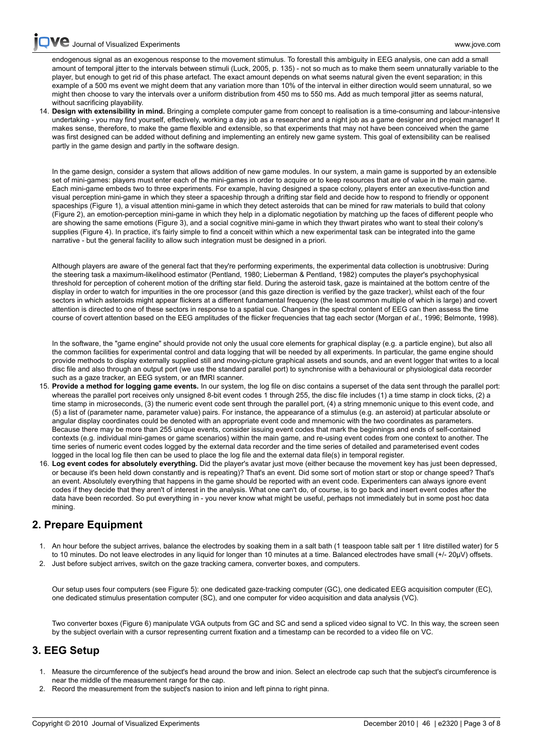endogenous signal as an exogenous response to the movement stimulus. To forestall this ambiguity in EEG analysis, one can add a small amount of temporal jitter to the intervals between stimuli (Luck, 2005, p. 135) - not so much as to make them seem unnaturally variable to the player, but enough to get rid of this phase artefact. The exact amount depends on what seems natural given the event separation; in this example of a 500 ms event we might deem that any variation more than 10% of the interval in either direction would seem unnatural, so we might then choose to vary the intervals over a uniform distribution from 450 ms to 550 ms. Add as much temporal jitter as seems natural, without sacrificing playability.

14. **Design with extensibility in mind.** Bringing a complete computer game from concept to realisation is a time-consuming and labour-intensive undertaking - you may find yourself, effectively, working a day job as a researcher and a night job as a game designer and project manager! It makes sense, therefore, to make the game flexible and extensible, so that experiments that may not have been conceived when the game was first designed can be added without defining and implementing an entirely new game system. This goal of extensibility can be realised partly in the game design and partly in the software design.

    In the game design, consider a system that allows addition of new game modules. In our system, a main game is supported by an extensible set of mini-games: players must enter each of the mini-games in order to acquire or to keep resources that are of value in the main game. Each mini-game embeds two to three experiments. For example, having designed a space colony, players enter an executive-function and visual perception mini-game in which they steer a spaceship through a drifting star field and decide how to respond to friendly or opponent spaceships (Figure 1), a visual attention mini-game in which they detect asteroids that can be mined for raw materials to build that colony (Figure 2), an emotion-perception mini-game in which they help in a diplomatic negotiation by matching up the faces of different people who are showing the same emotions (Figure 3), and a social cognitive mini-game in which they thwart pirates who want to steal their colony's supplies (Figure 4). In practice, it's fairly simple to find a conceit within which a new experimental task can be integrated into the game narrative - but the general facility to allow such integration must be designed in a priori.

    Although players are aware of the general fact that they're performing experiments, the experimental data collection is unobtrusive: During the steering task a maximum-likelihood estimator (Pentland, 1980; Lieberman & Pentland, 1982) computes the player's psychophysical threshold for perception of coherent motion of the drifting star field. During the asteroid task, gaze is maintained at the bottom centre of the display in order to watch for impurities in the ore processor (and this gaze direction is verified by the gaze tracker), whilst each of the four sectors in which asteroids might appear flickers at a different fundamental frequency (the least common multiple of which is large) and covert attention is directed to one of these sectors in response to a spatial cue. Changes in the spectral content of EEG can then assess the time course of covert attention based on the EEG amplitudes of the flicker frequencies that tag each sector (Morgan *et al.*, 1996; Belmonte, 1998).

    In the software, the "game engine" should provide not only the usual core elements for graphical display (e.g. a particle engine), but also all the common facilities for experimental control and data logging that will be needed by all experiments. In particular, the game engine should provide methods to display externally supplied still and moving-picture graphical assets and sounds, and an event logger that writes to a local disc file and also through an output port (we use the standard parallel port) to synchronise with a behavioural or physiological data recorder such as a gaze tracker, an EEG system, or an fMRI scanner.

15. **Provide a method for logging game events.** In our system, the log file on disc contains a superset of the data sent through the parallel port: whereas the parallel port receives only unsigned 8-bit event codes 1 through 255, the disc file includes (1) a time stamp in clock ticks, (2) a time stamp in microseconds, (3) the numeric event code sent through the parallel port, (4) a string mnemonic unique to this event code, and (5) a list of (parameter name, parameter value) pairs. For instance, the appearance of a stimulus (e.g. an asteroid) at particular absolute or angular display coordinates could be denoted with an appropriate event code and mnemonic with the two coordinates as parameters. Because there may be more than 255 unique events, consider issuing event codes that mark the beginnings and ends of self-contained contexts (e.g. individual mini-games or game scenarios) within the main game, and re-using event codes from one context to another. The time series of numeric event codes logged by the external data recorder and the time series of detailed and parameterised event codes logged in the local log file then can be used to place the log file and the external data file(s) in temporal register.

16. **Log event codes for absolutely everything.** Did the player's avatar just move (either because the movement key has just been depressed, or because it's been held down constantly and is repeating)? That's an event. Did some sort of motion start or stop or change speed? That's an event. Absolutely everything that happens in the game should be reported with an event code. Experimenters can always ignore event codes if they decide that they aren't of interest in the analysis. What one can't do, of course, is to go back and insert event codes after the data have been recorded. So put everything in - you never know what might be useful, perhaps not immediately but in some post hoc data mining.

## 2. Prepare Equipment

1. An hour before the subject arrives, balance the electrodes by soaking them in a salt bath (1 teaspoon table salt per 1 litre distilled water) for 5 to 10 minutes. Do not leave electrodes in any liquid for longer than 10 minutes at a time. Balanced electrodes have small (+/- 20μV) offsets.
2. Just before subject arrives, switch on the gaze tracking camera, converter boxes, and computers.

    Our setup uses four computers (see Figure 5): one dedicated gaze-tracking computer (GC), one dedicated EEG acquisition computer (EC), one dedicated stimulus presentation computer (SC), and one computer for video acquisition and data analysis (VC).

    Two converter boxes (Figure 6) manipulate VGA outputs from GC and SC and send a spliced video signal to VC. In this way, the screen seen by the subject overlain with a cursor representing current fixation and a timestamp can be recorded to a video file on VC.

## 3. EEG Setup

1. Measure the circumference of the subject's head around the brow and inion. Select an electrode cap such that the subject's circumference is near the middle of the measurement range for the cap.
2. Record the measurement from the subject's nasion to inion and left pinna to right pinna.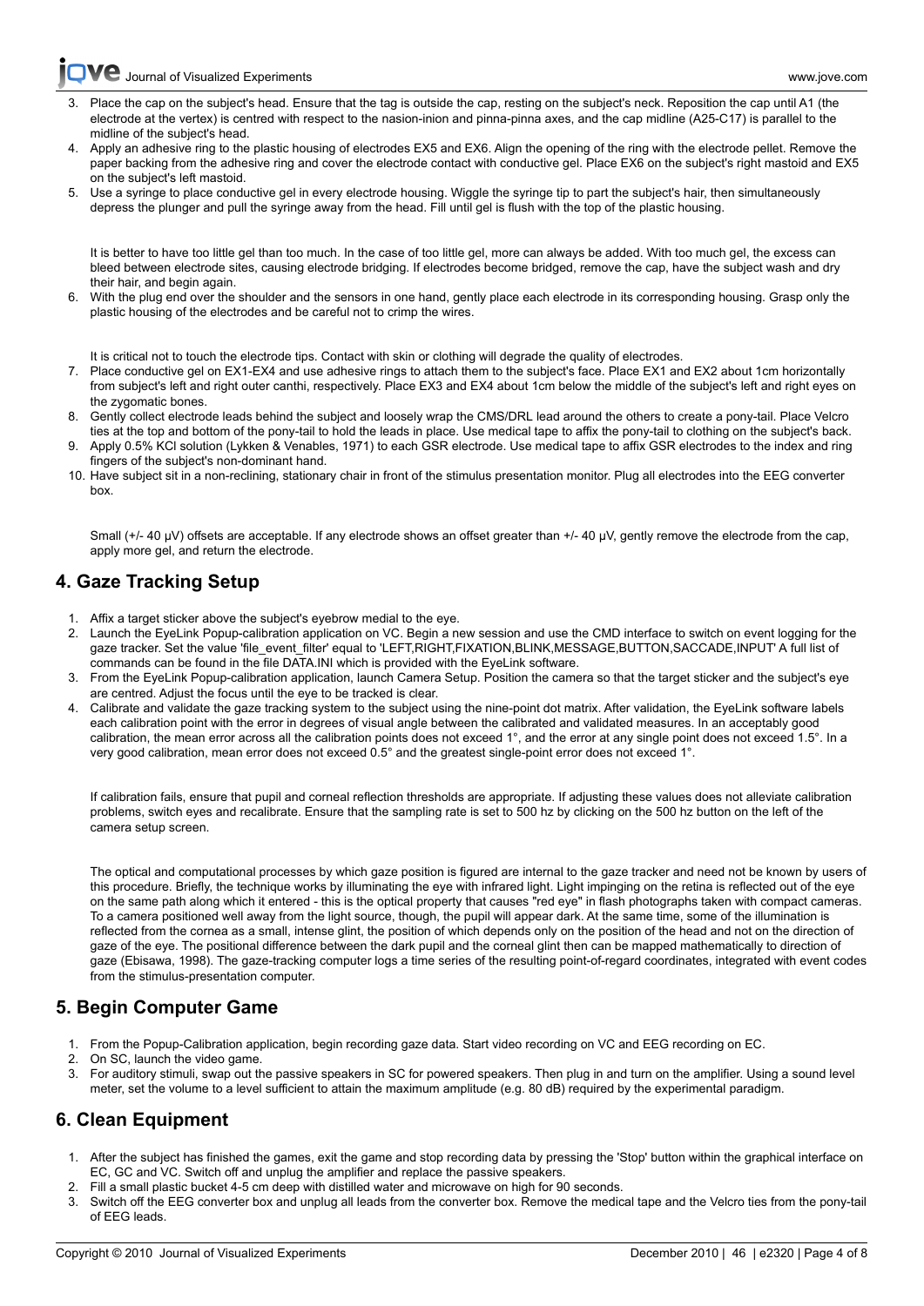3. Place the cap on the subject's head. Ensure that the tag is outside the cap, resting on the subject's neck. Reposition the cap until A1 (the electrode at the vertex) is centred with respect to the nasion-inion and pinna-pinna axes, and the cap midline (A25-C17) is parallel to the midline of the subject's head.
4. Apply an adhesive ring to the plastic housing of electrodes EX5 and EX6. Align the opening of the ring with the electrode pellet. Remove the paper backing from the adhesive ring and cover the electrode contact with conductive gel. Place EX6 on the subject's right mastoid and EX5 on the subject's left mastoid.
5. Use a syringe to place conductive gel in every electrode housing. Wiggle the syringe tip to part the subject's hair, then simultaneously depress the plunger and pull the syringe away from the head. Fill until gel is flush with the top of the plastic housing.

   It is better to have too little gel than too much. In the case of too little gel, more can always be added. With too much gel, the excess can bleed between electrode sites, causing electrode bridging. If electrodes become bridged, remove the cap, have the subject wash and dry their hair, and begin again.
6. With the plug end over the shoulder and the sensors in one hand, gently place each electrode in its corresponding housing. Grasp only the plastic housing of the electrodes and be careful not to crimp the wires.

   It is critical not to touch the electrode tips. Contact with skin or clothing will degrade the quality of electrodes.
7. Place conductive gel on EX1-EX4 and use adhesive rings to attach them to the subject's face. Place EX1 and EX2 about 1cm horizontally from subject's left and right outer canthi, respectively. Place EX3 and EX4 about 1cm below the middle of the subject's left and right eyes on the zygomatic bones.
8. Gently collect electrode leads behind the subject and loosely wrap the CMS/DRL lead around the others to create a pony-tail. Place Velcro ties at the top and bottom of the pony-tail to hold the leads in place. Use medical tape to affix the pony-tail to clothing on the subject's back.
9. Apply 0.5% KCl solution (Lykken & Venables, 1971) to each GSR electrode. Use medical tape to affix GSR electrodes to the index and ring fingers of the subject's non-dominant hand.
10. Have subject sit in a non-reclining, stationary chair in front of the stimulus presentation monitor. Plug all electrodes into the EEG converter box.

    Small (+/- 40 μV) offsets are acceptable. If any electrode shows an offset greater than +/- 40 μV, gently remove the electrode from the cap, apply more gel, and return the electrode.

## 4. Gaze Tracking Setup

1. Affix a target sticker above the subject's eyebrow medial to the eye.
2. Launch the EyeLink Popup-calibration application on VC. Begin a new session and use the CMD interface to switch on event logging for the gaze tracker. Set the value 'file_event_filter' equal to 'LEFT,RIGHT,FIXATION,BLINK,MESSAGE,BUTTON,SACCADE,INPUT' A full list of commands can be found in the file DATA.INI which is provided with the EyeLink software.
3. From the EyeLink Popup-calibration application, launch Camera Setup. Position the camera so that the target sticker and the subject's eye are centred. Adjust the focus until the eye to be tracked is clear.
4. Calibrate and validate the gaze tracking system to the subject using the nine-point dot matrix. After validation, the EyeLink software labels each calibration point with the error in degrees of visual angle between the calibrated and validated measures. In an acceptably good calibration, the mean error across all the calibration points does not exceed 1°, and the error at any single point does not exceed 1.5°. In a very good calibration, mean error does not exceed 0.5° and the greatest single-point error does not exceed 1°.

   If calibration fails, ensure that pupil and corneal reflection thresholds are appropriate. If adjusting these values does not alleviate calibration problems, switch eyes and recalibrate. Ensure that the sampling rate is set to 500 hz by clicking on the 500 hz button on the left of the camera setup screen.

   The optical and computational processes by which gaze position is figured are internal to the gaze tracker and need not be known by users of this procedure. Briefly, the technique works by illuminating the eye with infrared light. Light impinging on the retina is reflected out of the eye on the same path along which it entered - this is the optical property that causes "red eye" in flash photographs taken with compact cameras. To a camera positioned well away from the light source, though, the pupil will appear dark. At the same time, some of the illumination is reflected from the cornea as a small, intense glint, the position of which depends only on the position of the head and not on the direction of gaze of the eye. The positional difference between the dark pupil and the corneal glint then can be mapped mathematically to direction of gaze (Ebisawa, 1998). The gaze-tracking computer logs a time series of the resulting point-of-regard coordinates, integrated with event codes from the stimulus-presentation computer.

## 5. Begin Computer Game

1. From the Popup-Calibration application, begin recording gaze data. Start video recording on VC and EEG recording on EC.
2. On SC, launch the video game.
3. For auditory stimuli, swap out the passive speakers in SC for powered speakers. Then plug in and turn on the amplifier. Using a sound level meter, set the volume to a level sufficient to attain the maximum amplitude (e.g. 80 dB) required by the experimental paradigm.

## 6. Clean Equipment

1. After the subject has finished the games, exit the game and stop recording data by pressing the 'Stop' button within the graphical interface on EC, GC and VC. Switch off and unplug the amplifier and replace the passive speakers.
2. Fill a small plastic bucket 4-5 cm deep with distilled water and microwave on high for 90 seconds.
3. Switch off the EEG converter box and unplug all leads from the converter box. Remove the medical tape and the Velcro ties from the pony-tail of EEG leads.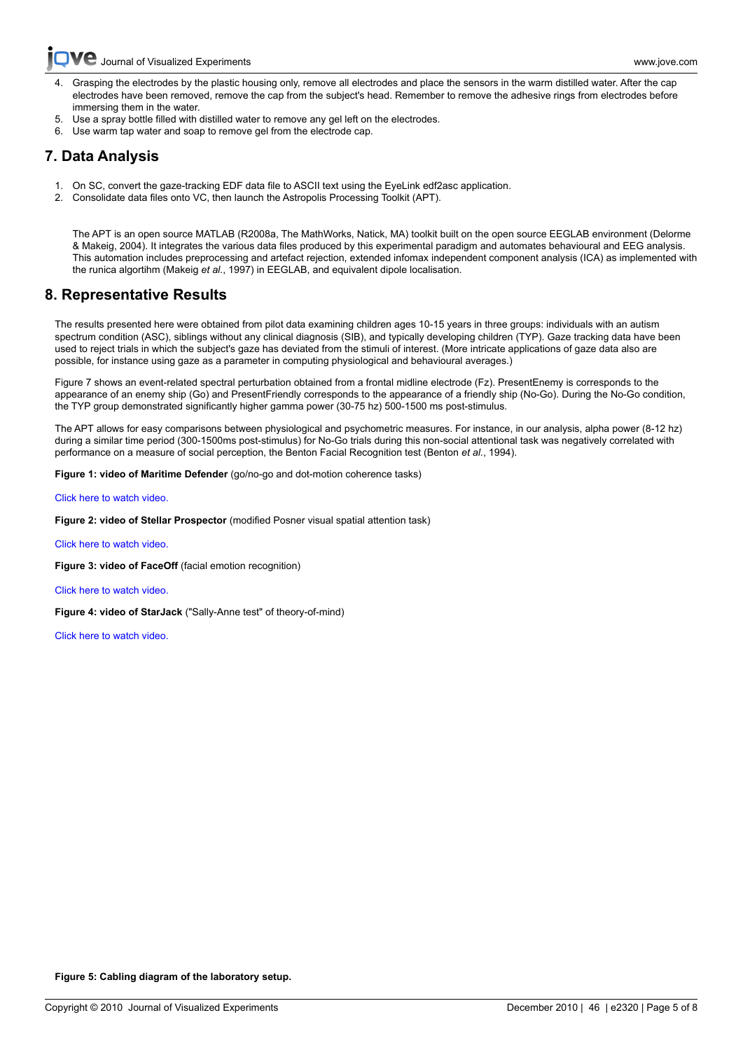4. Grasping the electrodes by the plastic housing only, remove all electrodes and place the sensors in the warm distilled water. After the cap electrodes have been removed, remove the cap from the subject's head. Remember to remove the adhesive rings from electrodes before immersing them in the water.
5. Use a spray bottle filled with distilled water to remove any gel left on the electrodes.
6. Use warm tap water and soap to remove gel from the electrode cap.

## 7. Data Analysis

1. On SC, convert the gaze-tracking EDF data file to ASCII text using the EyeLink edf2asc application.
2. Consolidate data files onto VC, then launch the Astropolis Processing Toolkit (APT).

   The APT is an open source MATLAB (R2008a, The MathWorks, Natick, MA) toolkit built on the open source EEGLAB environment (Delorme & Makeig, 2004). It integrates the various data files produced by this experimental paradigm and automates behavioural and EEG analysis. This automation includes preprocessing and artefact rejection, extended infomax independent component analysis (ICA) as implemented with the runica algortihm (Makeig *et al.*, 1997) in EEGLAB, and equivalent dipole localisation.

## 8. Representative Results

The results presented here were obtained from pilot data examining children ages 10-15 years in three groups: individuals with an autism spectrum condition (ASC), siblings without any clinical diagnosis (SIB), and typically developing children (TYP). Gaze tracking data have been used to reject trials in which the subject's gaze has deviated from the stimuli of interest. (More intricate applications of gaze data also are possible, for instance using gaze as a parameter in computing physiological and behavioural averages.)

Figure 7 shows an event-related spectral perturbation obtained from a frontal midline electrode (Fz). PresentEnemy is corresponds to the appearance of an enemy ship (Go) and PresentFriendly corresponds to the appearance of a friendly ship (No-Go). During the No-Go condition, the TYP group demonstrated significantly higher gamma power (30-75 hz) 500-1500 ms post-stimulus.

The APT allows for easy comparisons between physiological and psychometric measures. For instance, in our analysis, alpha power (8-12 hz) during a similar time period (300-1500ms post-stimulus) for No-Go trials during this non-social attentional task was negatively correlated with performance on a measure of social perception, the Benton Facial Recognition test (Benton *et al.*, 1994).

**Figure 1: video of Maritime Defender** (go/no-go and dot-motion coherence tasks)

Click here to watch video.

**Figure 2: video of Stellar Prospector** (modified Posner visual spatial attention task)

Click here to watch video.

**Figure 3: video of FaceOff** (facial emotion recognition)

Click here to watch video.

**Figure 4: video of StarJack** ("Sally-Anne test" of theory-of-mind)

Click here to watch video.

**Figure 5: Cabling diagram of the laboratory setup.**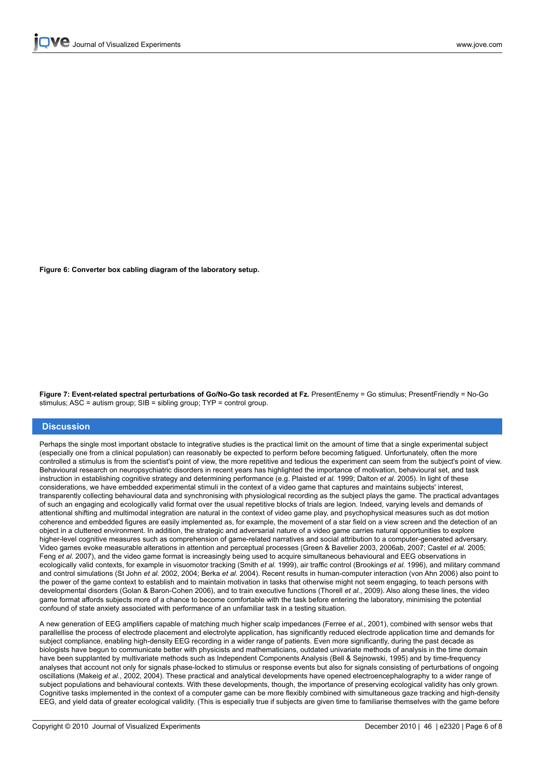**Figure 6: Converter box cabling diagram of the laboratory setup.**

**Figure 7: Event-related spectral perturbations of Go/No-Go task recorded at Fz.** PresentEnemy = Go stimulus; PresentFriendly = No-Go stimulus; ASC = autism group; SIB = sibling group; TYP = control group.

## Discussion

Perhaps the single most important obstacle to integrative studies is the practical limit on the amount of time that a single experimental subject (especially one from a clinical population) can reasonably be expected to perform before becoming fatigued. Unfortunately, often the more controlled a stimulus is from the scientist's point of view, the more repetitive and tedious the experiment can seem from the subject's point of view. Behavioural research on neuropsychiatric disorders in recent years has highlighted the importance of motivation, behavioural set, and task instruction in establishing cognitive strategy and determining performance (e.g. Plaisted *et al.* 1999; Dalton *et al.* 2005). In light of these considerations, we have embedded experimental stimuli in the context of a video game that captures and maintains subjects' interest, transparently collecting behavioural data and synchronising with physiological recording as the subject plays the game. The practical advantages of such an engaging and ecologically valid format over the usual repetitive blocks of trials are legion. Indeed, varying levels and demands of attentional shifting and multimodal integration are natural in the context of video game play, and psychophysical measures such as dot motion coherence and embedded figures are easily implemented as, for example, the movement of a star field on a view screen and the detection of an object in a cluttered environment. In addition, the strategic and adversarial nature of a video game carries natural opportunities to explore higher-level cognitive measures such as comprehension of game-related narratives and social attribution to a computer-generated adversary. Video games evoke measurable alterations in attention and perceptual processes (Green & Bavelier 2003, 2006ab, 2007; Castel *et al.* 2005; Feng *et al.* 2007), and the video game format is increasingly being used to acquire simultaneous behavioural and EEG observations in ecologically valid contexts, for example in visuomotor tracking (Smith *et al.* 1999), air traffic control (Brookings *et al.* 1996), and military command and control simulations (St John *et al.* 2002, 2004; Berka *et al.* 2004). Recent results in human-computer interaction (von Ahn 2006) also point to the power of the game context to establish and to maintain motivation in tasks that otherwise might not seem engaging, to teach persons with developmental disorders (Golan & Baron-Cohen 2006), and to train executive functions (Thorell *et al.*, 2009). Also along these lines, the video game format affords subjects more of a chance to become comfortable with the task before entering the laboratory, minimising the potential confound of state anxiety associated with performance of an unfamiliar task in a testing situation.

A new generation of EEG amplifiers capable of matching much higher scalp impedances (Ferree *et al.*, 2001), combined with sensor webs that parallellise the process of electrode placement and electrolyte application, has significantly reduced electrode application time and demands for subject compliance, enabling high-density EEG recording in a wider range of patients. Even more significantly, during the past decade as biologists have begun to communicate better with physicists and mathematicians, outdated univariate methods of analysis in the time domain have been supplanted by multivariate methods such as Independent Components Analysis (Bell & Sejnowski, 1995) and by time-frequency analyses that account not only for signals phase-locked to stimulus or response events but also for signals consisting of perturbations of ongoing oscillations (Makeig *et al.*, 2002, 2004). These practical and analytical developments have opened electroencephalography to a wider range of subject populations and behavioural contexts. With these developments, though, the importance of preserving ecological validity has only grown. Cognitive tasks implemented in the context of a computer game can be more flexibly combined with simultaneous gaze tracking and high-density EEG, and yield data of greater ecological validity. (This is especially true if subjects are given time to familiarise themselves with the game before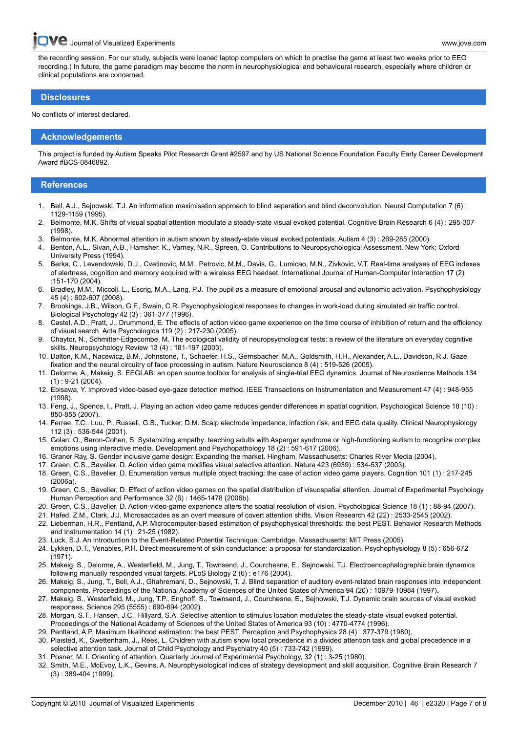the recording session. For our study, subjects were loaned laptop computers on which to practise the game at least two weeks prior to EEG recording.) In future, the game paradigm may become the norm in neurophysiological and behavioural research, especially where children or clinical populations are concerned.

## Disclosures

No conflicts of interest declared.

## Acknowledgements

This project is funded by Autism Speaks Pilot Research Grant #2597 and by US National Science Foundation Faculty Early Career Development Award #BCS-0846892.

## References

1. Bell, A.J., Sejnowski, T.J. An information maximisation approach to blind separation and blind deconvolution. Neural Computation 7 (6) : 1129-1159 (1995).
2. Belmonte, M.K. Shifts of visual spatial attention modulate a steady-state visual evoked potential. Cognitive Brain Research 6 (4) : 295-307 (1998).
3. Belmonte, M.K. Abnormal attention in autism shown by steady-state visual evoked potentials. Autism 4 (3) : 269-285 (2000).
4. Benton, A.L., Sivan, A.B., Hamsher, K., Varney, N.R., Spreen, O. Contributions to Neuropsychological Assessment. New York: Oxford University Press (1994).
5. Berka, C., Levendowski, D.J., Cvetinovic, M.M., Petrovic, M.M., Davis, G., Lumicao, M.N., Zivkovic, V.T. Real-time analyses of EEG indexes of alertness, cognition and memory acquired with a wireless EEG headset. International Journal of Human-Computer Interaction 17 (2) :151-170 (2004).
6. Bradley, M.M., Miccoli, L., Escrig, M.A., Lang, P.J. The pupil as a measure of emotional arousal and autonomic activation. Psychophysiology 45 (4) : 602-607 (2008).
7. Brookings, J.B., Wilson, G.F., Swain, C.R. Psychophysiological responses to changes in work-load during simulated air traffic control. Biological Psychology 42 (3) : 361-377 (1996).
8. Castel, A.D., Pratt, J., Drummond, E. The effects of action video game experience on the time course of inhibition of return and the efficiency of visual search. Acta Psychologica 119 (2) : 217-230 (2005).
9. Chaytor, N., Schmitter-Edgecombe, M. The ecological validity of neuropsychological tests: a review of the literature on everyday cognitive skills. Neuropsychology Review 13 (4) : 181-197 (2003).
10. Dalton, K.M., Nacewicz, B.M., Johnstone, T., Schaefer, H.S., Gernsbacher, M.A., Goldsmith, H.H., Alexander, A.L., Davidson, R.J. Gaze fixation and the neural circuitry of face processing in autism. Nature Neuroscience 8 (4) : 519-526 (2005).
11. Delorme, A., Makeig, S. EEGLAB: an open source toolbox for analysis of single-trial EEG dynamics. Journal of Neuroscience Methods 134 (1) : 9-21 (2004).
12. Ebisawa, Y. Improved video-based eye-gaze detection method. IEEE Transactions on Instrumentation and Measurement 47 (4) : 948-955 (1998).
13. Feng, J., Spence, I., Pratt, J. Playing an action video game reduces gender differences in spatial cognition. Psychological Science 18 (10) : 850-855 (2007).
14. Ferree, T.C., Luu, P., Russell, G.S., Tucker, D.M. Scalp electrode impedance, infection risk, and EEG data quality. Clinical Neurophysiology 112 (3) : 536-544 (2001).
15. Golan, O., Baron-Cohen, S. Systemizing empathy: teaching adults with Asperger syndrome or high-functioning autism to recognize complex emotions using interactive media. Development and Psychopathology 18 (2) : 591-617 (2006).
16. Graner Ray, S. Gender inclusive game design: Expanding the market. Hingham, Massachusetts: Charles River Media (2004).
17. Green, C.S., Bavelier, D. Action video game modifies visual selective attention. Nature 423 (6939) : 534-537 (2003).
18. Green, C.S., Bavelier, D. Enumeration versus multiple object tracking: the case of action video game players. Cognition 101 (1) : 217-245 (2006a).
19. Green, C.S., Bavelier, D. Effect of action video games on the spatial distribution of visuospatial attention. Journal of Experimental Psychology Human Perception and Performance 32 (6) : 1465-1478 (2006b).
20. Green, C.S., Bavelier, D. Action-video-game experience alters the spatial resolution of vision. Psychological Science 18 (1) : 88-94 (2007).
21. Hafed, Z.M., Clark, J.J. Microsaccades as an overt measure of covert attention shifts. Vision Research 42 (22) : 2533-2545 (2002).
22. Lieberman, H.R., Pentland, A.P. Microcomputer-based estimation of psychophysical thresholds: the best PEST. Behavior Research Methods and Instrumentation 14 (1) : 21-25 (1982).
23. Luck, S.J. An Introduction to the Event-Related Potential Technique. Cambridge, Massachusetts: MIT Press (2005).
24. Lykken, D.T., Venables, P.H. Direct measurement of skin conductance: a proposal for standardization. Psychophysiology 8 (5) : 656-672 (1971).
25. Makeig, S., Delorme, A., Westerfield, M., Jung, T., Townsend, J., Courchesne, E., Sejnowski, T.J. Electroencephalographic brain dynamics following manually responded visual targets. PLoS Biology 2 (6) : e176 (2004).
26. Makeig, S., Jung, T., Bell, A.J., Ghahremani, D., Sejnowski, T. J. Blind separation of auditory event-related brain responses into independent components. Proceedings of the National Academy of Sciences of the United States of America 94 (20) : 10979-10984 (1997).
27. Makeig, S., Westerfield, M., Jung, T.P., Enghoff, S., Townsend, J., Courchesne, E., Sejnowski, T.J. Dynamic brain sources of visual evoked responses. Science 295 (5555) : 690-694 (2002).
28. Morgan, S.T., Hansen, J.C., Hillyard, S.A. Selective attention to stimulus location modulates the steady-state visual evoked potential. Proceedings of the National Academy of Sciences of the United States of America 93 (10) : 4770-4774 (1996).
29. Pentland, A.P. Maximum likelihood estimation: the best PEST. Perception and Psychophysics 28 (4) : 377-379 (1980).
30. Plaisted, K., Swettenham, J., Rees, L. Children with autism show local precedence in a divided attention task and global precedence in a selective attention task. Journal of Child Psychology and Psychiatry 40 (5) : 733-742 (1999).
31. Posner, M. I. Orienting of attention. Quarterly Journal of Experimental Psychology, 32 (1) : 3-25 (1980).
32. Smith, M.E., McEvoy, L.K., Gevins, A. Neurophysiological indices of strategy development and skill acquisition. Cognitive Brain Research 7 (3) : 389-404 (1999).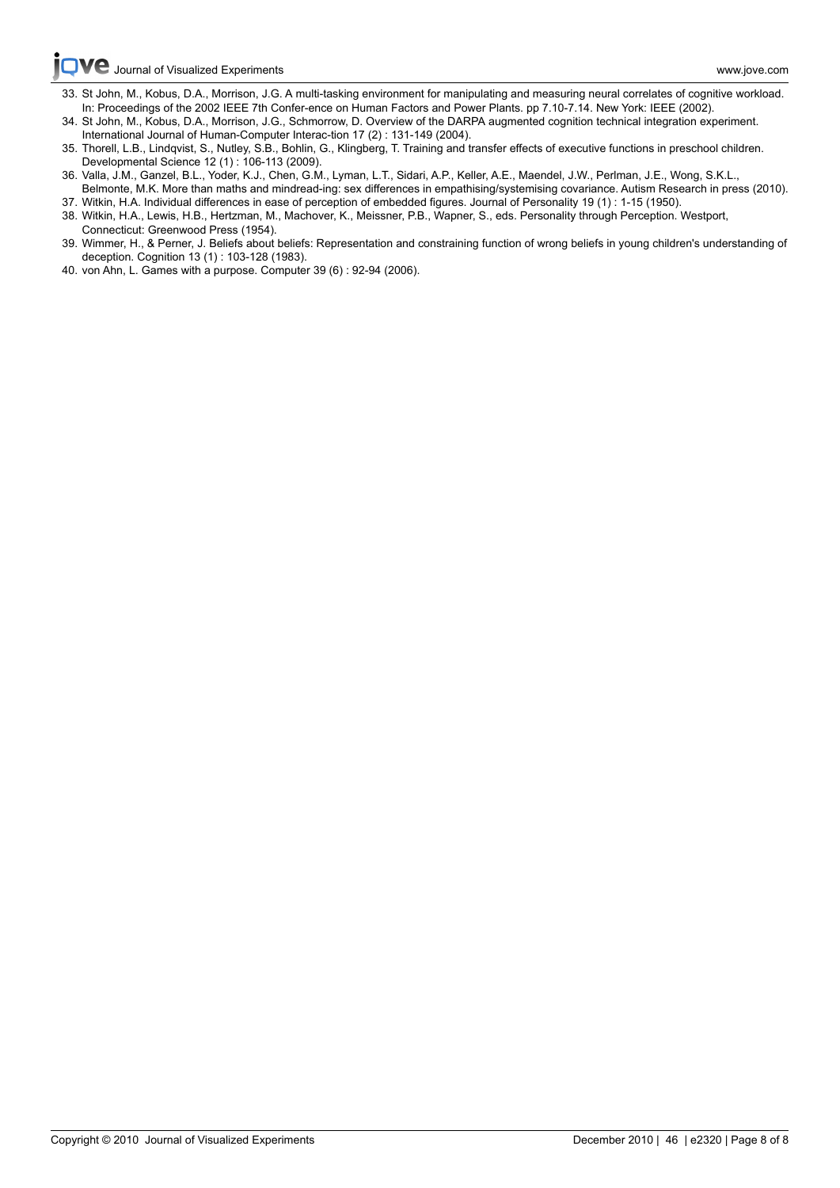33. St John, M., Kobus, D.A., Morrison, J.G. A multi-tasking environment for manipulating and measuring neural correlates of cognitive workload. In: Proceedings of the 2002 IEEE 7th Confer-ence on Human Factors and Power Plants. pp 7.10-7.14. New York: IEEE (2002).
34. St John, M., Kobus, D.A., Morrison, J.G., Schmorrow, D. Overview of the DARPA augmented cognition technical integration experiment. International Journal of Human-Computer Interac-tion 17 (2) : 131-149 (2004).
35. Thorell, L.B., Lindqvist, S., Nutley, S.B., Bohlin, G., Klingberg, T. Training and transfer effects of executive functions in preschool children. Developmental Science 12 (1) : 106-113 (2009).
36. Valla, J.M., Ganzel, B.L., Yoder, K.J., Chen, G.M., Lyman, L.T., Sidari, A.P., Keller, A.E., Maendel, J.W., Perlman, J.E., Wong, S.K.L., Belmonte, M.K. More than maths and mindread-ing: sex differences in empathising/systemising covariance. Autism Research in press (2010).
37. Witkin, H.A. Individual differences in ease of perception of embedded figures. Journal of Personality 19 (1) : 1-15 (1950).
38. Witkin, H.A., Lewis, H.B., Hertzman, M., Machover, K., Meissner, P.B., Wapner, S., eds. Personality through Perception. Westport, Connecticut: Greenwood Press (1954).
39. Wimmer, H., & Perner, J. Beliefs about beliefs: Representation and constraining function of wrong beliefs in young children's understanding of deception. Cognition 13 (1) : 103-128 (1983).
40. von Ahn, L. Games with a purpose. Computer 39 (6) : 92-94 (2006).